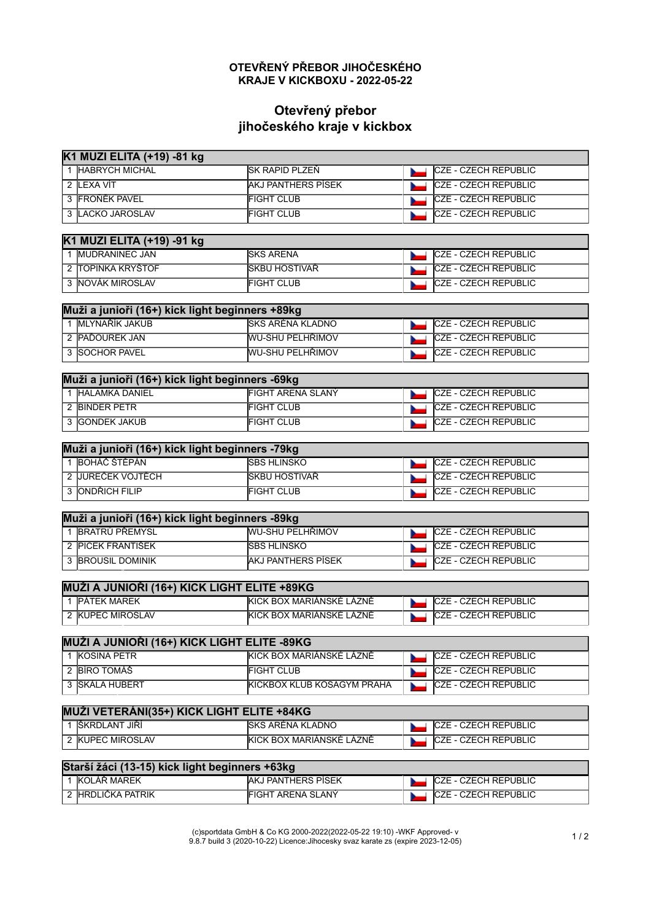## OTEVŘENÝ PŘEBOR JIHOČESKÉHO KRAJE V KICKBOXU - 2022-05-22

# Otevřený přebor jihočeského kraje v kickbox

**K1 MUZI ELITA (+19) -81 kg**

| | Jméno | Klub | Země |
|---|---|---|---|
| 1 | HABRYCH MICHAL | SK RAPID PLZEŇ | CZE - CZECH REPUBLIC |
| 2 | LEXA VÍT | AKJ PANTHERS PÍSEK | CZE - CZECH REPUBLIC |
| 3 | FRONĚK PAVEL | FIGHT CLUB | CZE - CZECH REPUBLIC |
| 3 | LACKO JAROSLAV | FIGHT CLUB | CZE - CZECH REPUBLIC |

**K1 MUZI ELITA (+19) -91 kg**

| | Jméno | Klub | Země |
|---|---|---|---|
| 1 | MUDRANINEC JAN | SKS ARENA | CZE - CZECH REPUBLIC |
| 2 | TOPINKA KRYŠTOF | SKBU HOSTIVAŘ | CZE - CZECH REPUBLIC |
| 3 | NOVÁK MIROSLAV | FIGHT CLUB | CZE - CZECH REPUBLIC |

**Muži a junioři (16+) kick light beginners +89kg**

| | Jméno | Klub | Země |
|---|---|---|---|
| 1 | MLYNAŘÍK JAKUB | SKS ARÉNA KLADNO | CZE - CZECH REPUBLIC |
| 2 | PADOUREK JAN | WU-SHU PELHŘIMOV | CZE - CZECH REPUBLIC |
| 3 | SOCHOR PAVEL | WU-SHU PELHŘIMOV | CZE - CZECH REPUBLIC |

**Muži a junioři (16+) kick light beginners -69kg**

| | Jméno | Klub | Země |
|---|---|---|---|
| 1 | HALAMKA DANIEL | FIGHT ARENA SLANÝ | CZE - CZECH REPUBLIC |
| 2 | BINDER PETR | FIGHT CLUB | CZE - CZECH REPUBLIC |
| 3 | GONDEK JAKUB | FIGHT CLUB | CZE - CZECH REPUBLIC |

**Muži a junioři (16+) kick light beginners -79kg**

| | Jméno | Klub | Země |
|---|---|---|---|
| 1 | BOHÁČ ŠTĚPÁN | SBS HLINSKO | CZE - CZECH REPUBLIC |
| 2 | JUREČEK VOJTĚCH | SKBU HOSTIVAŘ | CZE - CZECH REPUBLIC |
| 3 | ONDŘICH FILIP | FIGHT CLUB | CZE - CZECH REPUBLIC |

**Muži a junioři (16+) kick light beginners -89kg**

| | Jméno | Klub | Země |
|---|---|---|---|
| 1 | BRATRŮ PŘEMYSL | WU-SHU PELHŘIMOV | CZE - CZECH REPUBLIC |
| 2 | PICEK FRANTIŠEK | SBS HLINSKO | CZE - CZECH REPUBLIC |
| 3 | BROUSIL DOMINIK | AKJ PANTHERS PÍSEK | CZE - CZECH REPUBLIC |

**MUŽI A JUNIOŘI (16+) KICK LIGHT ELITE +89KG**

| | Jméno | Klub | Země |
|---|---|---|---|
| 1 | PÁTEK MAREK | KICK BOX MARIÁNSKÉ LÁZNĚ | CZE - CZECH REPUBLIC |
| 2 | KUPEC MIROSLAV | KICK BOX MARIÁNSKÉ LÁZNĚ | CZE - CZECH REPUBLIC |

**MUŽI A JUNIOŘI (16+) KICK LIGHT ELITE -89KG**

| | Jméno | Klub | Země |
|---|---|---|---|
| 1 | KOSINA PETR | KICK BOX MARIÁNSKÉ LÁZNĚ | CZE - CZECH REPUBLIC |
| 2 | BÍRO TOMÁŠ | FIGHT CLUB | CZE - CZECH REPUBLIC |
| 3 | SKÁLA HUBERT | KICKBOX KLUB KOSAGYM PRAHA | CZE - CZECH REPUBLIC |

**MUŽI VETERÁNI(35+) KICK LIGHT ELITE +84KG**

| | Jméno | Klub | Země |
|---|---|---|---|
| 1 | ŠKRDLANT JIŘÍ | SKS ARÉNA KLADNO | CZE - CZECH REPUBLIC |
| 2 | KUPEC MIROSLAV | KICK BOX MARIÁNSKÉ LÁZNĚ | CZE - CZECH REPUBLIC |

**Starší žáci (13-15) kick light beginners +63kg**

| | Jméno | Klub | Země |
|---|---|---|---|
| 1 | KOLÁŘ MAREK | AKJ PANTHERS PÍSEK | CZE - CZECH REPUBLIC |
| 2 | HRDLIČKA PATRIK | FIGHT ARENA SLANÝ | CZE - CZECH REPUBLIC |

(c)sportdata GmbH & Co KG 2000-2022(2022-05-22 19:10) -WKF Approved- v 9.8.7 build 3 (2020-10-22) Licence:Jihocesky svaz karate zs (expire 2023-12-05)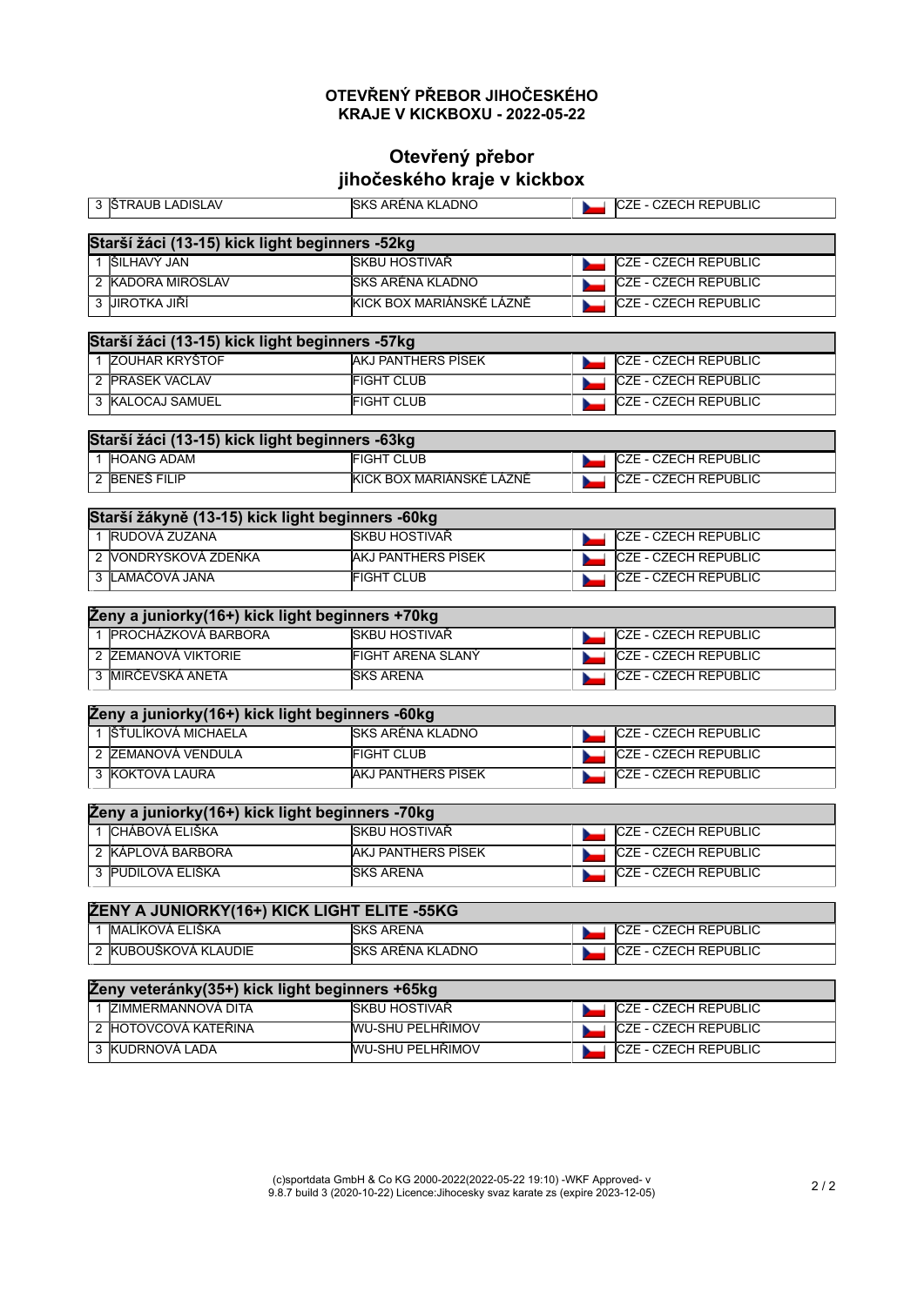**OTEVŘENÝ PŘEBOR JIHOČESKÉHO KRAJE V KICKBOXU - 2022-05-22**

## Otevřený přebor jihočeského kraje v kickbox

| | | | |
|---|---|---|---|
| 3 | ŠTRAUB LADISLAV | SKS ARÉNA KLADNO | CZE - CZECH REPUBLIC |

**Starší žáci (13-15) kick light beginners -52kg**

| | | | |
|---|---|---|---|
| 1 | ŠILHAVÝ JAN | SKBU HOSTIVAŘ | CZE - CZECH REPUBLIC |
| 2 | KADORA MIROSLAV | SKS ARÉNA KLADNO | CZE - CZECH REPUBLIC |
| 3 | JIROTKA JIŘÍ | KICK BOX MARIÁNSKÉ LÁZNĚ | CZE - CZECH REPUBLIC |

**Starší žáci (13-15) kick light beginners -57kg**

| | | | |
|---|---|---|---|
| 1 | ZOUHAR KRYŠTOF | AKJ PANTHERS PÍSEK | CZE - CZECH REPUBLIC |
| 2 | PRÁSEK VÁCLAV | FIGHT CLUB | CZE - CZECH REPUBLIC |
| 3 | KALOCAJ SAMUEL | FIGHT CLUB | CZE - CZECH REPUBLIC |

**Starší žáci (13-15) kick light beginners -63kg**

| | | | |
|---|---|---|---|
| 1 | HOANG ADAM | FIGHT CLUB | CZE - CZECH REPUBLIC |
| 2 | BENEŠ FILIP | KICK BOX MARIÁNSKÉ LÁZNĚ | CZE - CZECH REPUBLIC |

**Starší žákyně (13-15) kick light beginners -60kg**

| | | | |
|---|---|---|---|
| 1 | RUDOVÁ ZUZANA | SKBU HOSTIVAŘ | CZE - CZECH REPUBLIC |
| 2 | VONDRYSKOVÁ ZDEŇKA | AKJ PANTHERS PÍSEK | CZE - CZECH REPUBLIC |
| 3 | LAMAČOVÁ JANA | FIGHT CLUB | CZE - CZECH REPUBLIC |

**Ženy a juniorky(16+) kick light beginners +70kg**

| | | | |
|---|---|---|---|
| 1 | PROCHÁZKOVÁ BARBORA | SKBU HOSTIVAŘ | CZE - CZECH REPUBLIC |
| 2 | ZEMANOVÁ VIKTORIE | FIGHT ARENA SLANÝ | CZE - CZECH REPUBLIC |
| 3 | MIRČEVSKÁ ANETA | SKS ARÉNA | CZE - CZECH REPUBLIC |

**Ženy a juniorky(16+) kick light beginners -60kg**

| | | | |
|---|---|---|---|
| 1 | ŠŤULÍKOVÁ MICHAELA | SKS ARÉNA KLADNO | CZE - CZECH REPUBLIC |
| 2 | ZEMANOVÁ VENDULA | FIGHT CLUB | CZE - CZECH REPUBLIC |
| 3 | KOKTOVÁ LAURA | AKJ PANTHERS PÍSEK | CZE - CZECH REPUBLIC |

**Ženy a juniorky(16+) kick light beginners -70kg**

| | | | |
|---|---|---|---|
| 1 | CHÁBOVÁ ELIŠKA | SKBU HOSTIVAŘ | CZE - CZECH REPUBLIC |
| 2 | KÁPLOVÁ BARBORA | AKJ PANTHERS PÍSEK | CZE - CZECH REPUBLIC |
| 3 | PUDILOVÁ ELIŠKA | SKS ARÉNA | CZE - CZECH REPUBLIC |

**ŽENY A JUNIORKY(16+) KICK LIGHT ELITE -55KG**

| | | | |
|---|---|---|---|
| 1 | MALÍKOVÁ ELIŠKA | SKS ARÉNA | CZE - CZECH REPUBLIC |
| 2 | KUBOUŠKOVÁ KLAUDIE | SKS ARÉNA KLADNO | CZE - CZECH REPUBLIC |

**Ženy veteránky(35+) kick light beginners +65kg**

| | | | |
|---|---|---|---|
| 1 | ZIMMERMANNOVÁ DITA | SKBU HOSTIVAŘ | CZE - CZECH REPUBLIC |
| 2 | HOTOVCOVÁ KATEŘINA | WU-SHU PELHŘIMOV | CZE - CZECH REPUBLIC |
| 3 | KUDRNOVÁ LADA | WU-SHU PELHŘIMOV | CZE - CZECH REPUBLIC |

(c)sportdata GmbH & Co KG 2000-2022(2022-05-22 19:10) -WKF Approved- v 9.8.7 build 3 (2020-10-22) Licence:Jihocesky svaz karate zs (expire 2023-12-05)